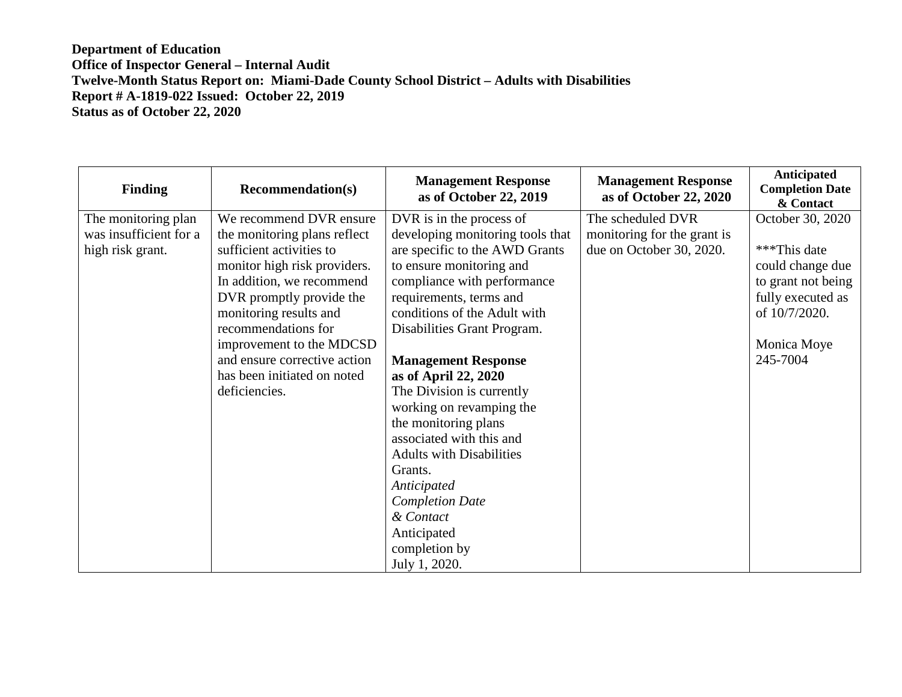**Department of Education**
**Office of Inspector General – Internal Audit**
**Twelve-Month Status Report on: Miami-Dade County School District – Adults with Disabilities**
**Report # A-1819-022 Issued: October 22, 2019**
**Status as of October 22, 2020**

| Finding | Recommendation(s) | Management Response as of October 22, 2019 | Management Response as of October 22, 2020 | Anticipated Completion Date & Contact |
|---|---|---|---|---|
| The monitoring plan was insufficient for a high risk grant. | We recommend DVR ensure the monitoring plans reflect sufficient activities to monitor high risk providers. In addition, we recommend DVR promptly provide the monitoring results and recommendations for improvement to the MDCSD and ensure corrective action has been initiated on noted deficiencies. | DVR is in the process of developing monitoring tools that are specific to the AWD Grants to ensure monitoring and compliance with performance requirements, terms and conditions of the Adult with Disabilities Grant Program.<br><br>**Management Response as of April 22, 2020**<br>The Division is currently working on revamping the the monitoring plans associated with this and Adults with Disabilities Grants.<br>*Anticipated Completion Date & Contact*<br>Anticipated completion by July 1, 2020. | The scheduled DVR monitoring for the grant is due on October 30, 2020. | October 30, 2020<br><br>***This date could change due to grant not being fully executed as of 10/7/2020.<br><br>Monica Moye 245-7004 |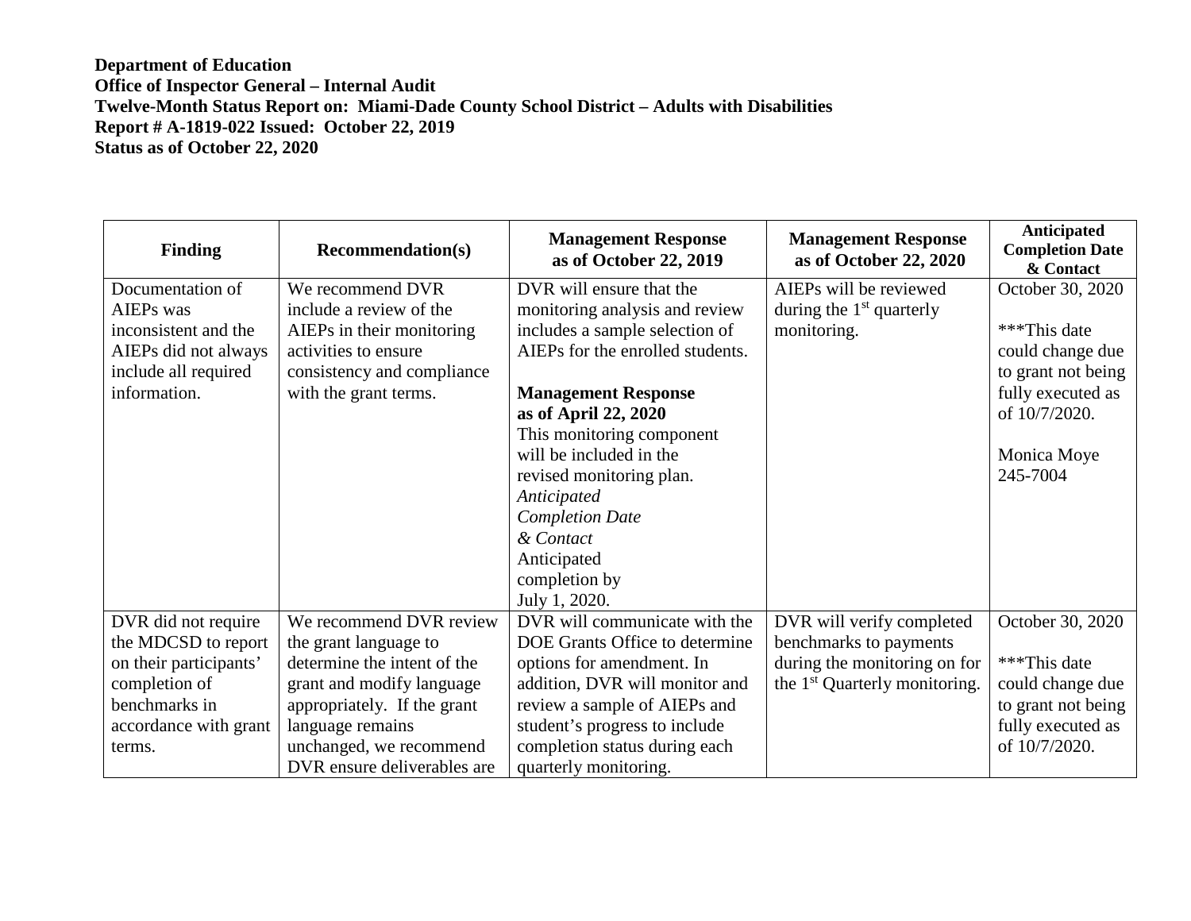**Department of Education**
**Office of Inspector General – Internal Audit**
**Twelve-Month Status Report on: Miami-Dade County School District – Adults with Disabilities**
**Report # A-1819-022 Issued: October 22, 2019**
**Status as of October 22, 2020**

| Finding | Recommendation(s) | Management Response as of October 22, 2019 | Management Response as of October 22, 2020 | Anticipated Completion Date & Contact |
|---|---|---|---|---|
| Documentation of AIEPs was inconsistent and the AIEPs did not always include all required information. | We recommend DVR include a review of the AIEPs in their monitoring activities to ensure consistency and compliance with the grant terms. | DVR will ensure that the monitoring analysis and review includes a sample selection of AIEPs for the enrolled students.<br><br>**Management Response as of April 22, 2020**<br>This monitoring component will be included in the revised monitoring plan.<br>*Anticipated Completion Date & Contact*<br>Anticipated completion by July 1, 2020. | AIEPs will be reviewed during the 1st quarterly monitoring. | October 30, 2020<br><br>***This date could change due to grant not being fully executed as of 10/7/2020.<br><br>Monica Moye<br>245-7004 |
| DVR did not require the MDCSD to report on their participants' completion of benchmarks in accordance with grant terms. | We recommend DVR review the grant language to determine the intent of the grant and modify language appropriately. If the grant language remains unchanged, we recommend DVR ensure deliverables are | DVR will communicate with the DOE Grants Office to determine options for amendment. In addition, DVR will monitor and review a sample of AIEPs and student's progress to include completion status during each quarterly monitoring. | DVR will verify completed benchmarks to payments during the monitoring on for the 1st Quarterly monitoring. | October 30, 2020<br><br>***This date could change due to grant not being fully executed as of 10/7/2020. |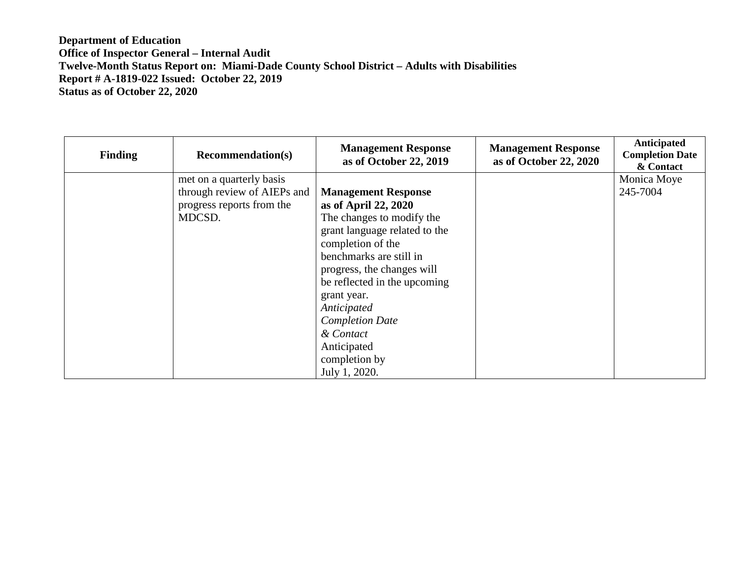**Department of Education**
**Office of Inspector General – Internal Audit**
**Twelve-Month Status Report on: Miami-Dade County School District – Adults with Disabilities**
**Report # A-1819-022 Issued: October 22, 2019**
**Status as of October 22, 2020**

| Finding | Recommendation(s) | Management Response as of October 22, 2019 | Management Response as of October 22, 2020 | Anticipated Completion Date & Contact |
|---|---|---|---|---|
| | met on a quarterly basis through review of AIEPs and progress reports from the MDCSD. | **Management Response as of April 22, 2020** The changes to modify the grant language related to the completion of the benchmarks are still in progress, the changes will be reflected in the upcoming grant year. *Anticipated Completion Date & Contact* Anticipated completion by July 1, 2020. | | Monica Moye 245-7004 |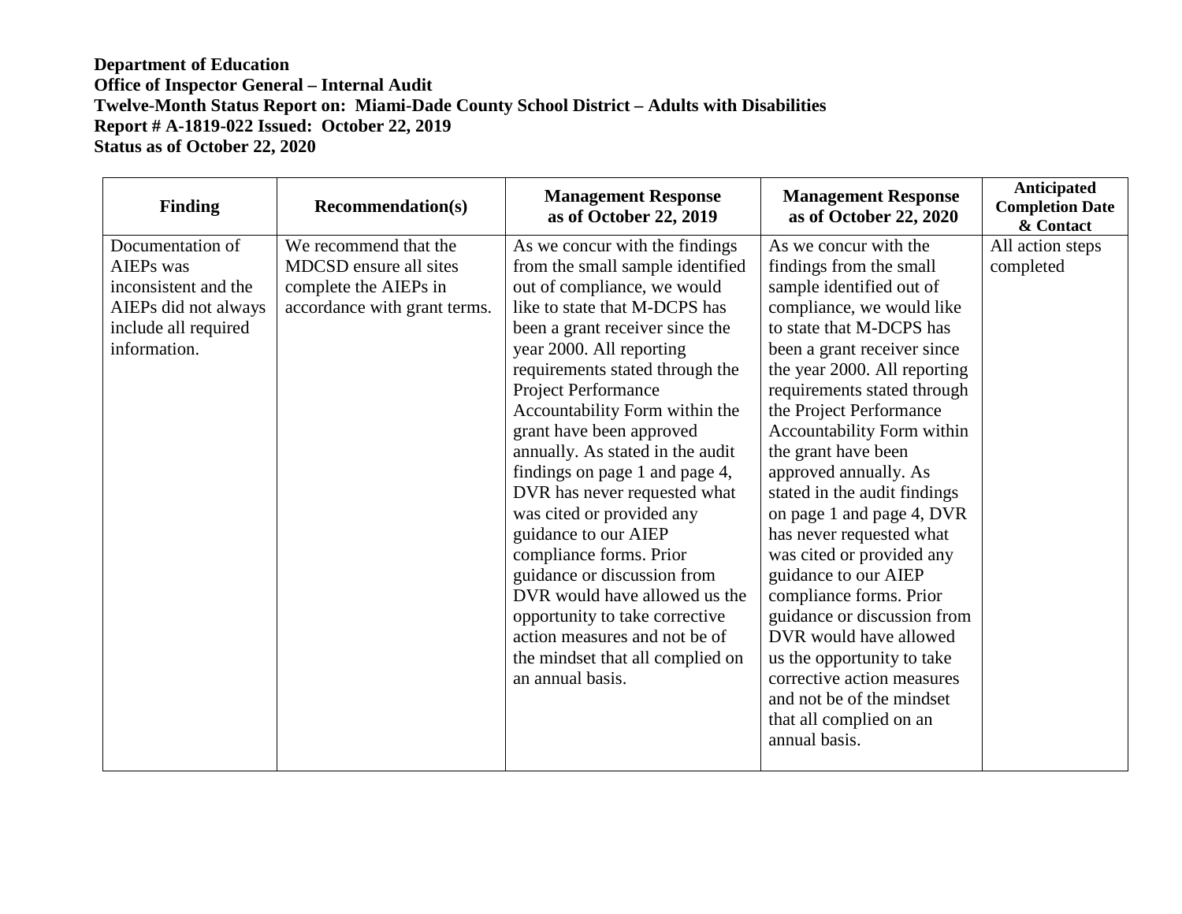**Department of Education**
**Office of Inspector General – Internal Audit**
**Twelve-Month Status Report on: Miami-Dade County School District – Adults with Disabilities**
**Report # A-1819-022 Issued: October 22, 2019**
**Status as of October 22, 2020**

| Finding | Recommendation(s) | Management Response as of October 22, 2019 | Management Response as of October 22, 2020 | Anticipated Completion Date & Contact |
|---|---|---|---|---|
| Documentation of AIEPs was inconsistent and the AIEPs did not always include all required information. | We recommend that the MDCSD ensure all sites complete the AIEPs in accordance with grant terms. | As we concur with the findings from the small sample identified out of compliance, we would like to state that M-DCPS has been a grant receiver since the year 2000. All reporting requirements stated through the Project Performance Accountability Form within the grant have been approved annually. As stated in the audit findings on page 1 and page 4, DVR has never requested what was cited or provided any guidance to our AIEP compliance forms. Prior guidance or discussion from DVR would have allowed us the opportunity to take corrective action measures and not be of the mindset that all complied on an annual basis. | As we concur with the findings from the small sample identified out of compliance, we would like to state that M-DCPS has been a grant receiver since the year 2000. All reporting requirements stated through the Project Performance Accountability Form within the grant have been approved annually. As stated in the audit findings on page 1 and page 4, DVR has never requested what was cited or provided any guidance to our AIEP compliance forms. Prior guidance or discussion from DVR would have allowed us the opportunity to take corrective action measures and not be of the mindset that all complied on an annual basis. | All action steps completed |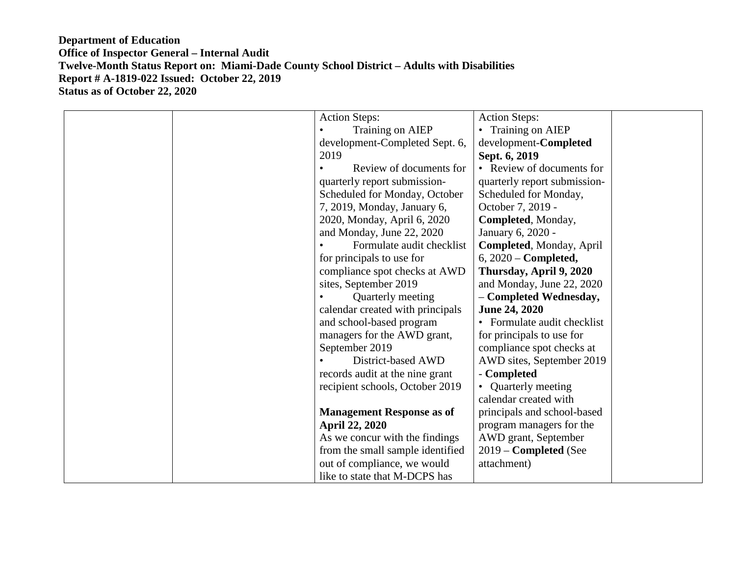**Department of Education**
**Office of Inspector General – Internal Audit**
**Twelve-Month Status Report on: Miami-Dade County School District – Adults with Disabilities**
**Report # A-1819-022 Issued: October 22, 2019**
**Status as of October 22, 2020**

| | | | | |
|---|---|---|---|---|
| | | Action Steps:<br>• Training on AIEP development-Completed Sept. 6, 2019<br>• Review of documents for quarterly report submission-Scheduled for Monday, October 7, 2019, Monday, January 6, 2020, Monday, April 6, 2020 and Monday, June 22, 2020<br>• Formulate audit checklist for principals to use for compliance spot checks at AWD sites, September 2019<br>• Quarterly meeting calendar created with principals and school-based program managers for the AWD grant, September 2019<br>• District-based AWD records audit at the nine grant recipient schools, October 2019<br><br>**Management Response as of April 22, 2020**<br>As we concur with the findings from the small sample identified out of compliance, we would like to state that M-DCPS has | Action Steps:<br>• Training on AIEP development-**Completed Sept. 6, 2019**<br>• Review of documents for quarterly report submission-Scheduled for Monday, October 7, 2019 - **Completed**, Monday, January 6, 2020 - **Completed**, Monday, April 6, 2020 – **Completed, Thursday, April 9, 2020** and Monday, June 22, 2020 – **Completed Wednesday, June 24, 2020**<br>• Formulate audit checklist for principals to use for compliance spot checks at AWD sites, September 2019 - **Completed**<br>• Quarterly meeting calendar created with principals and school-based program managers for the AWD grant, September 2019 – **Completed** (See attachment) | |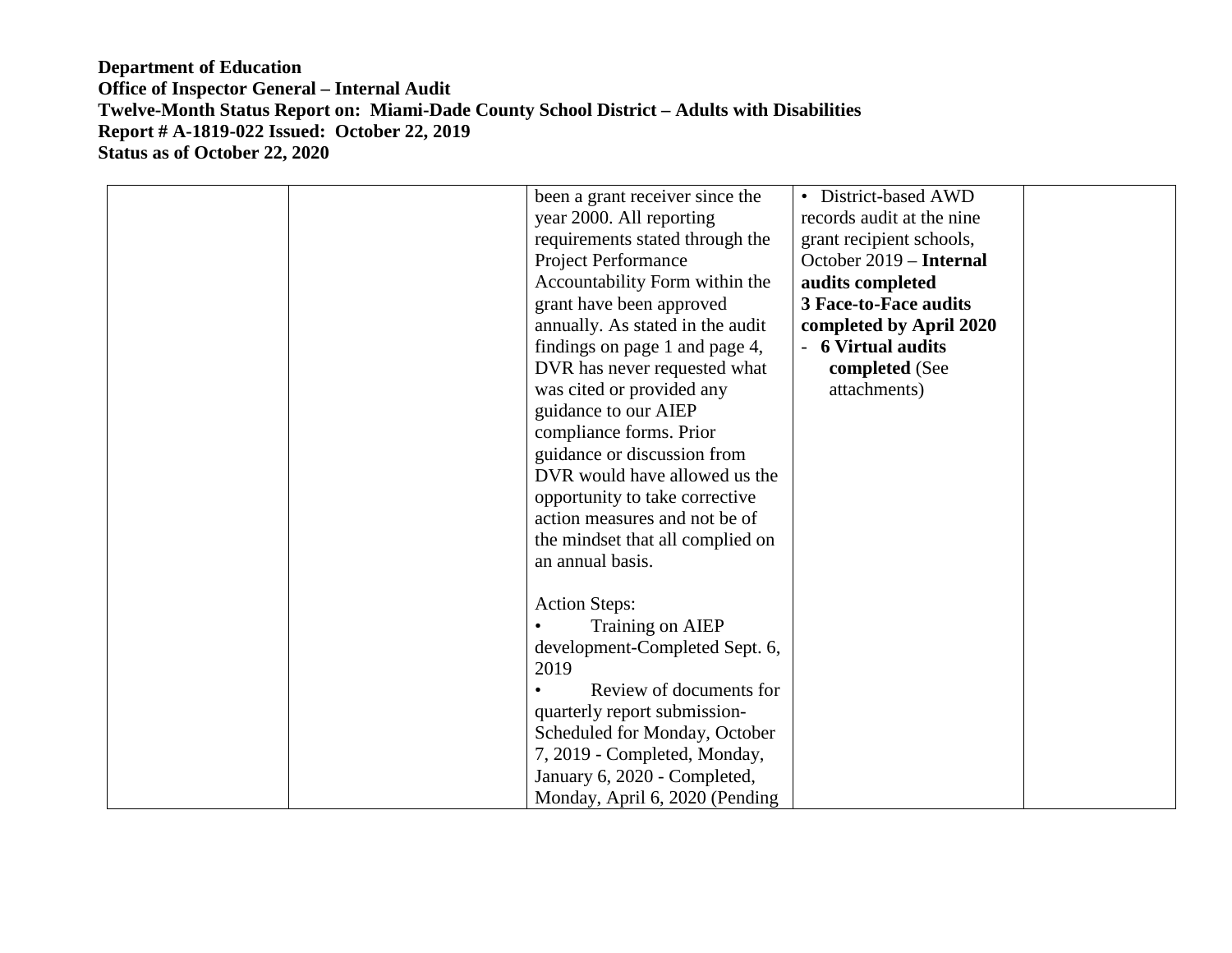**Department of Education**
**Office of Inspector General – Internal Audit**
**Twelve-Month Status Report on: Miami-Dade County School District – Adults with Disabilities**
**Report # A-1819-022 Issued: October 22, 2019**
**Status as of October 22, 2020**

| | | | | |
|---|---|---|---|---|
| | | been a grant receiver since the year 2000. All reporting requirements stated through the Project Performance Accountability Form within the grant have been approved annually. As stated in the audit findings on page 1 and page 4, DVR has never requested what was cited or provided any guidance to our AIEP compliance forms. Prior guidance or discussion from DVR would have allowed us the opportunity to take corrective action measures and not be of the mindset that all complied on an annual basis.<br><br>Action Steps:<br>• Training on AIEP development-Completed Sept. 6, 2019<br>• Review of documents for quarterly report submission- Scheduled for Monday, October 7, 2019 - Completed, Monday, January 6, 2020 - Completed, Monday, April 6, 2020 (Pending | • District-based AWD records audit at the nine grant recipient schools, October 2019 – **Internal audits completed**<br>**3 Face-to-Face audits completed by April 2020**<br>- **6 Virtual audits completed** (See attachments) | |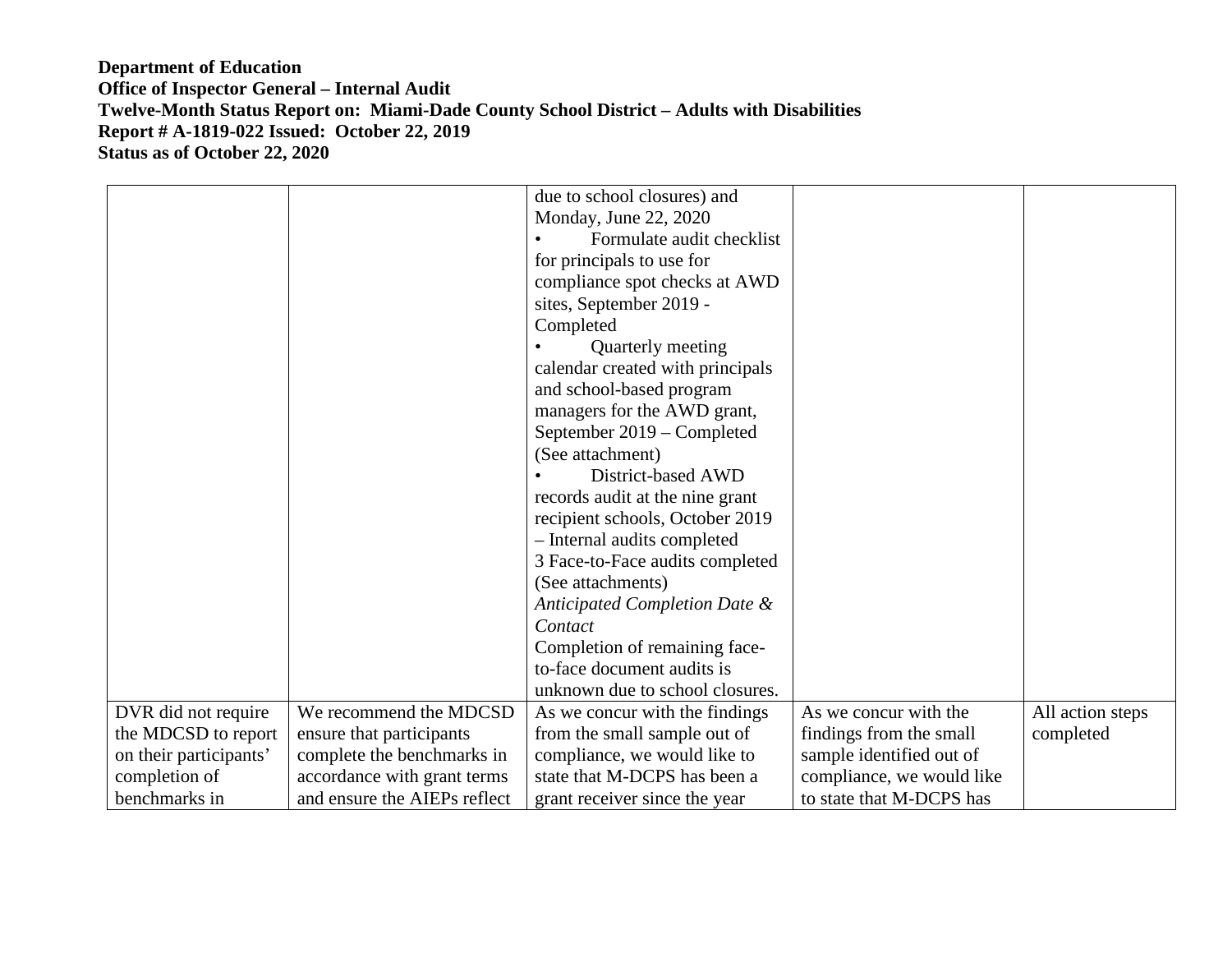**Department of Education**
**Office of Inspector General – Internal Audit**
**Twelve-Month Status Report on: Miami-Dade County School District – Adults with Disabilities**
**Report # A-1819-022 Issued: October 22, 2019**
**Status as of October 22, 2020**

| | | | | |
|---|---|---|---|---|
| | | due to school closures) and Monday, June 22, 2020<br>• Formulate audit checklist for principals to use for compliance spot checks at AWD sites, September 2019 - Completed<br>• Quarterly meeting calendar created with principals and school-based program managers for the AWD grant, September 2019 – Completed (See attachment)<br>• District-based AWD records audit at the nine grant recipient schools, October 2019 – Internal audits completed 3 Face-to-Face audits completed (See attachments)<br>*Anticipated Completion Date & Contact*<br>Completion of remaining face-to-face document audits is unknown due to school closures. | | |
| DVR did not require the MDCSD to report on their participants' completion of benchmarks in | We recommend the MDCSD ensure that participants complete the benchmarks in accordance with grant terms and ensure the AIEPs reflect | As we concur with the findings from the small sample out of compliance, we would like to state that M-DCPS has been a grant receiver since the year | As we concur with the findings from the small sample identified out of compliance, we would like to state that M-DCPS has | All action steps completed |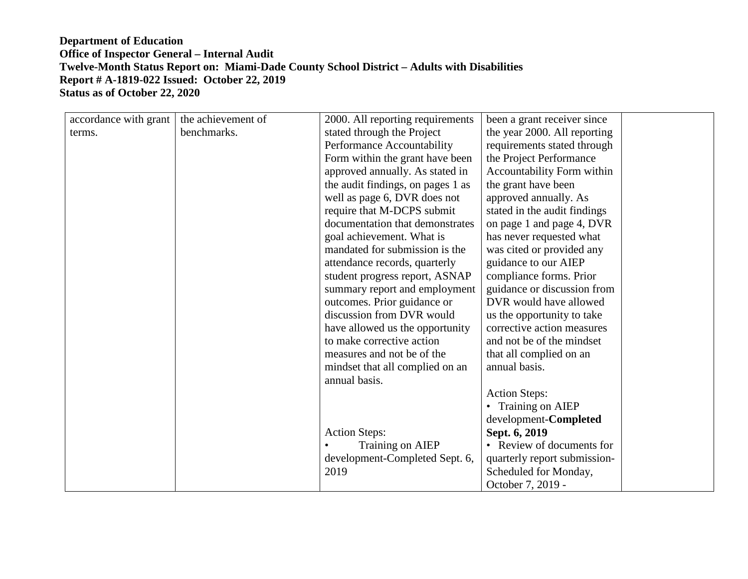**Department of Education**
**Office of Inspector General – Internal Audit**
**Twelve-Month Status Report on: Miami-Dade County School District – Adults with Disabilities**
**Report # A-1819-022 Issued: October 22, 2019**
**Status as of October 22, 2020**

| | | | | |
|---|---|---|---|---|
| accordance with grant terms. | the achievement of benchmarks. | 2000. All reporting requirements stated through the Project Performance Accountability Form within the grant have been approved annually. As stated in the audit findings, on pages 1 as well as page 6, DVR does not require that M-DCPS submit documentation that demonstrates goal achievement. What is mandated for submission is the attendance records, quarterly student progress report, ASNAP summary report and employment outcomes. Prior guidance or discussion from DVR would have allowed us the opportunity to make corrective action measures and not be of the mindset that all complied on an annual basis.<br><br>Action Steps:<br>• Training on AIEP development-Completed Sept. 6, 2019 | been a grant receiver since the year 2000. All reporting requirements stated through the Project Performance Accountability Form within the grant have been approved annually. As stated in the audit findings on page 1 and page 4, DVR has never requested what was cited or provided any guidance to our AIEP compliance forms. Prior guidance or discussion from DVR would have allowed us the opportunity to take corrective action measures and not be of the mindset that all complied on an annual basis.<br><br>Action Steps:<br>• Training on AIEP development-**Completed Sept. 6, 2019**<br>• Review of documents for quarterly report submission-Scheduled for Monday, October 7, 2019 - | |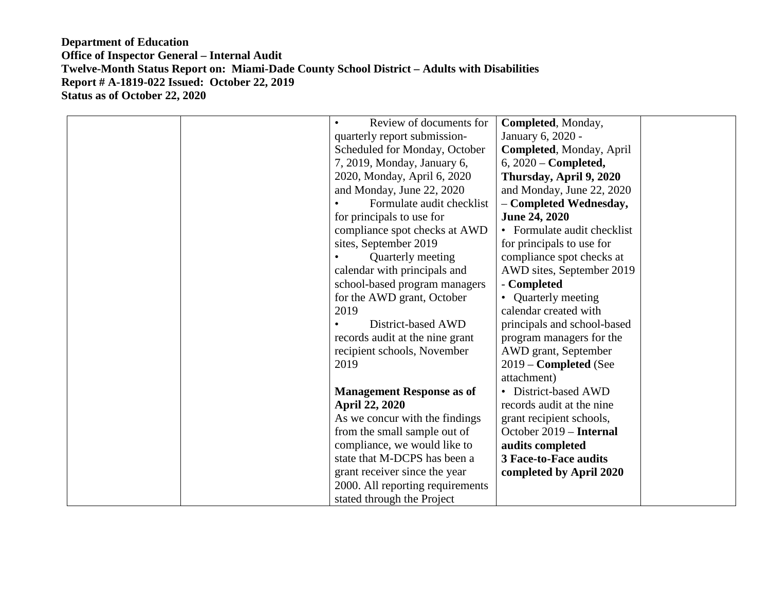**Department of Education**
**Office of Inspector General – Internal Audit**
**Twelve-Month Status Report on: Miami-Dade County School District – Adults with Disabilities**
**Report # A-1819-022 Issued: October 22, 2019**
**Status as of October 22, 2020**

| | | | | |
|---|---|---|---|---|
| | | • Review of documents for quarterly report submission- Scheduled for Monday, October 7, 2019, Monday, January 6, 2020, Monday, April 6, 2020 and Monday, June 22, 2020<br>• Formulate audit checklist for principals to use for compliance spot checks at AWD sites, September 2019<br>• Quarterly meeting calendar with principals and school-based program managers for the AWD grant, October 2019<br>• District-based AWD records audit at the nine grant recipient schools, November 2019<br><br>**Management Response as of April 22, 2020**<br>As we concur with the findings from the small sample out of compliance, we would like to state that M-DCPS has been a grant receiver since the year 2000. All reporting requirements stated through the Project | **Completed**, Monday, January 6, 2020 - **Completed**, Monday, April 6, 2020 – **Completed, Thursday, April 9, 2020** and Monday, June 22, 2020 – **Completed Wednesday, June 24, 2020**<br>• Formulate audit checklist for principals to use for compliance spot checks at AWD sites, September 2019 - **Completed**<br>• Quarterly meeting calendar created with principals and school-based program managers for the AWD grant, September 2019 – **Completed** (See attachment)<br>• District-based AWD records audit at the nine grant recipient schools, October 2019 – **Internal audits completed**<br>**3 Face-to-Face audits completed by April 2020** | |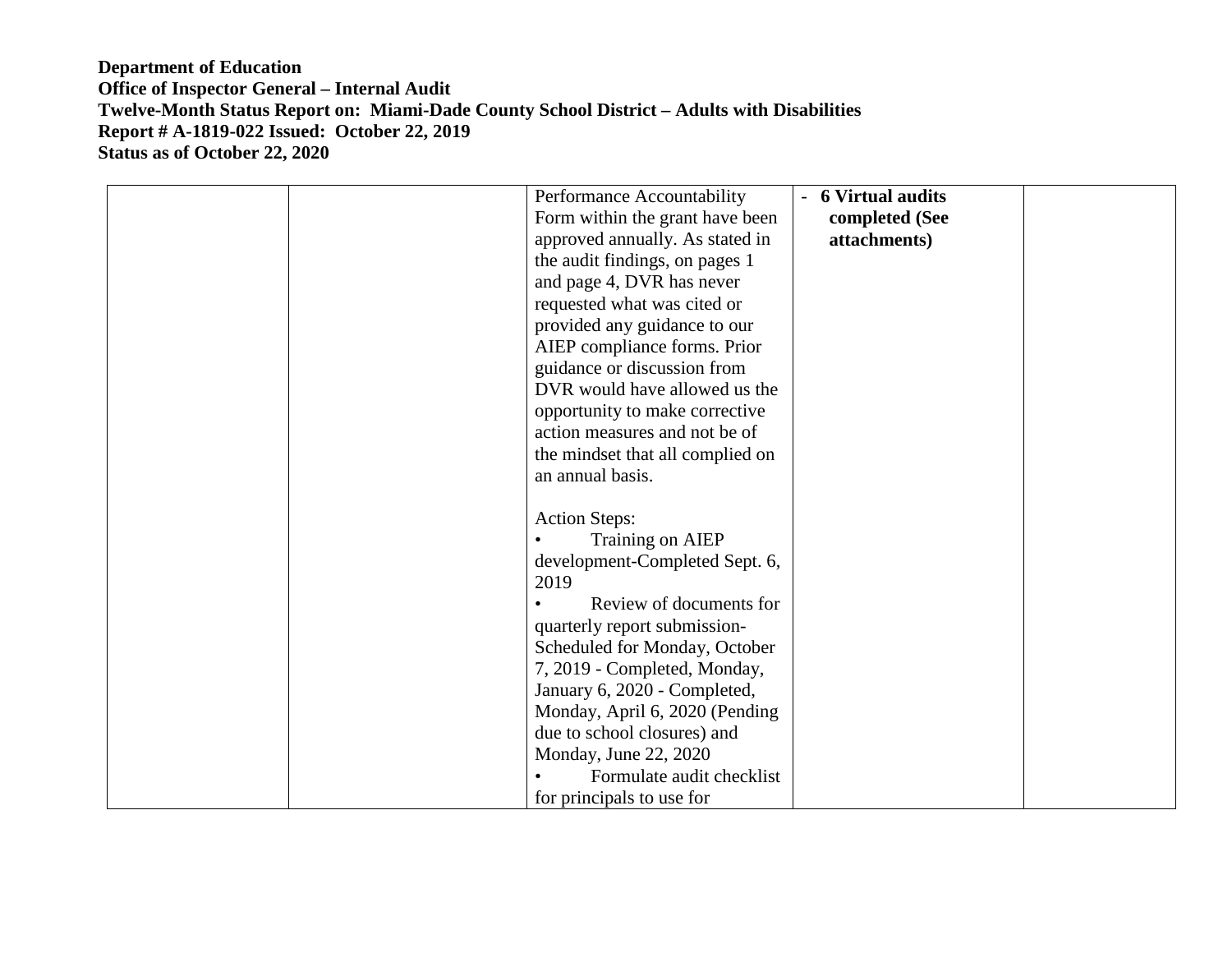**Department of Education**
**Office of Inspector General – Internal Audit**
**Twelve-Month Status Report on: Miami-Dade County School District – Adults with Disabilities**
**Report # A-1819-022 Issued: October 22, 2019**
**Status as of October 22, 2020**

| | | | | |
|---|---|---|---|---|
| | | Performance Accountability Form within the grant have been approved annually. As stated in the audit findings, on pages 1 and page 4, DVR has never requested what was cited or provided any guidance to our AIEP compliance forms. Prior guidance or discussion from DVR would have allowed us the opportunity to make corrective action measures and not be of the mindset that all complied on an annual basis.<br><br>Action Steps:<br>• Training on AIEP development-Completed Sept. 6, 2019<br>• Review of documents for quarterly report submission-Scheduled for Monday, October 7, 2019 - Completed, Monday, January 6, 2020 - Completed, Monday, April 6, 2020 (Pending due to school closures) and Monday, June 22, 2020<br>• Formulate audit checklist for principals to use for | - **6 Virtual audits completed (See attachments)** | |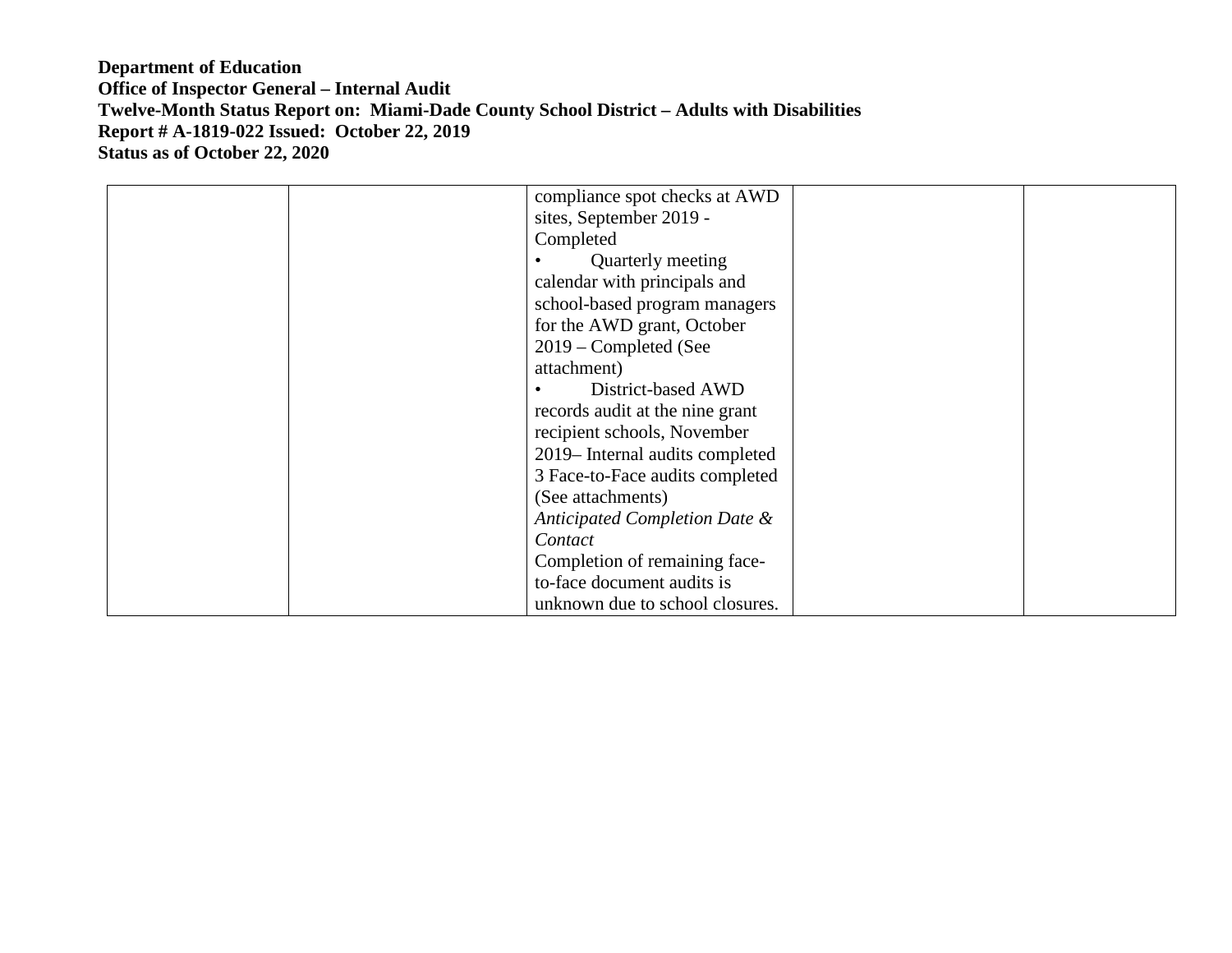**Department of Education**
**Office of Inspector General – Internal Audit**
**Twelve-Month Status Report on: Miami-Dade County School District – Adults with Disabilities**
**Report # A-1819-022 Issued: October 22, 2019**
**Status as of October 22, 2020**

| | | | | |
|---|---|---|---|---|
| | | compliance spot checks at AWD sites, September 2019 - Completed<br>• Quarterly meeting calendar with principals and school-based program managers for the AWD grant, October 2019 – Completed (See attachment)<br>• District-based AWD records audit at the nine grant recipient schools, November 2019– Internal audits completed 3 Face-to-Face audits completed (See attachments)<br>*Anticipated Completion Date & Contact*<br>Completion of remaining face-to-face document audits is unknown due to school closures. | | |